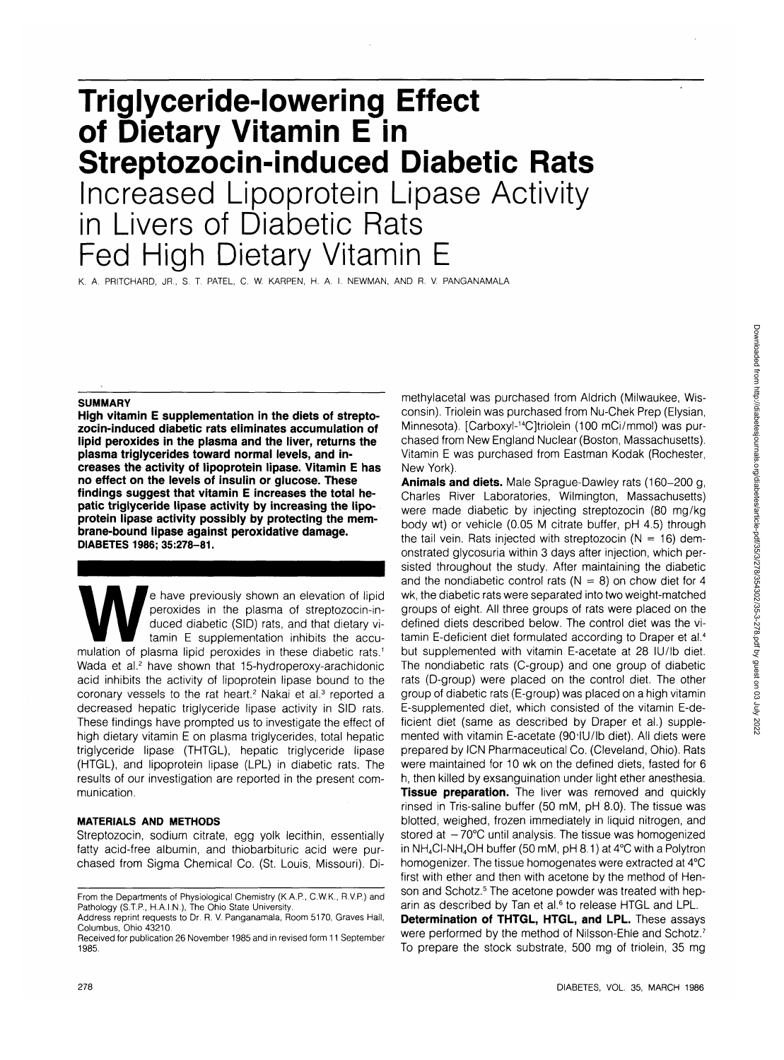# Triglyceride-lowering Effect of Dietary Vitamin E in Streptozocin-induced Diabetic Rats

## Increased Lipoprotein Lipase Activity in Livers of Diabetic Rats Fed High Dietary Vitamin E

K. A. PRITCHARD, JR., S. T. PATEL, C. W. KARPEN, H. A. I. NEWMAN, AND R. V. PANGANAMALA

### SUMMARY

**High vitamin E supplementation in the diets of streptozocin-induced diabetic rats eliminates accumulation of lipid peroxides in the plasma and the liver, returns the plasma triglycerides toward normal levels, and increases the activity of lipoprotein lipase. Vitamin E has no effect on the levels of insulin or glucose. These findings suggest that vitamin E increases the total hepatic triglyceride lipase activity by increasing the lipoprotein lipase activity possibly by protecting the membrane-bound lipase against peroxidative damage. DIABETES 1986; 35:278–81.**

We have previously shown an elevation of lipid peroxides in the plasma of streptozocin-induced diabetic (SID) rats, and that dietary vitamin E supplementation inhibits the accumulation of plasma lipid peroxides in these diabetic rats.[1] Wada et al.[2] have shown that 15-hydroperoxy-arachidonic acid inhibits the activity of lipoprotein lipase bound to the coronary vessels to the rat heart.[2] Nakai et al.[3] reported a decreased hepatic triglyceride lipase activity in SID rats. These findings have prompted us to investigate the effect of high dietary vitamin E on plasma triglycerides, total hepatic triglyceride lipase (THTGL), hepatic triglyceride lipase (HTGL), and lipoprotein lipase (LPL) in diabetic rats. The results of our investigation are reported in the present communication.

### MATERIALS AND METHODS

Streptozocin, sodium citrate, egg yolk lecithin, essentially fatty acid-free albumin, and thiobarbituric acid were purchased from Sigma Chemical Co. (St. Louis, Missouri). Dimethylacetal was purchased from Aldrich (Milwaukee, Wisconsin). Triolein was purchased from Nu-Chek Prep (Elysian, Minnesota). [Carboxyl-$^{14}$C]triolein (100 mCi/mmol) was purchased from New England Nuclear (Boston, Massachusetts). Vitamin E was purchased from Eastman Kodak (Rochester, New York).

**Animals and diets.** Male Sprague-Dawley rats (160–200 g, Charles River Laboratories, Wilmington, Massachusetts) were made diabetic by injecting streptozocin (80 mg/kg body wt) or vehicle (0.05 M citrate buffer, pH 4.5) through the tail vein. Rats injected with streptozocin (N = 16) demonstrated glycosuria within 3 days after injection, which persisted throughout the study. After maintaining the diabetic and the nondiabetic control rats (N = 8) on chow diet for 4 wk, the diabetic rats were separated into two weight-matched groups of eight. All three groups of rats were placed on the defined diets described below. The control diet was the vitamin E-deficient diet formulated according to Draper et al.[4] but supplemented with vitamin E-acetate at 28 IU/lb diet. The nondiabetic rats (C-group) and one group of diabetic rats (D-group) were placed on the control diet. The other group of diabetic rats (E-group) was placed on a high vitamin E-supplemented diet, which consisted of the vitamin E-deficient diet (same as described by Draper et al.) supplemented with vitamin E-acetate (90 IU/lb diet). All diets were prepared by ICN Pharmaceutical Co. (Cleveland, Ohio). Rats were maintained for 10 wk on the defined diets, fasted for 6 h, then killed by exsanguination under light ether anesthesia.

**Tissue preparation.** The liver was removed and quickly rinsed in Tris-saline buffer (50 mM, pH 8.0). The tissue was blotted, weighed, frozen immediately in liquid nitrogen, and stored at −70°C until analysis. The tissue was homogenized in $NH_4Cl$-$NH_4OH$ buffer (50 mM, pH 8.1) at 4°C with a Polytron homogenizer. The tissue homogenates were extracted at 4°C first with ether and then with acetone by the method of Henson and Schotz.[5] The acetone powder was treated with heparin as described by Tan et al.[6] to release HTGL and LPL.

**Determination of THTGL, HTGL, and LPL.** These assays were performed by the method of Nilsson-Ehle and Schotz.[7] To prepare the stock substrate, 500 mg of triolein, 35 mg

From the Departments of Physiological Chemistry (K.A.P., C.W.K., R.V.P.) and Pathology (S.T.P., H.A.I.N.), The Ohio State University.

Address reprint requests to Dr. R. V. Panganamala, Room 5170, Graves Hall, Columbus, Ohio 43210.

Received for publication 26 November 1985 and in revised form 11 September 1985.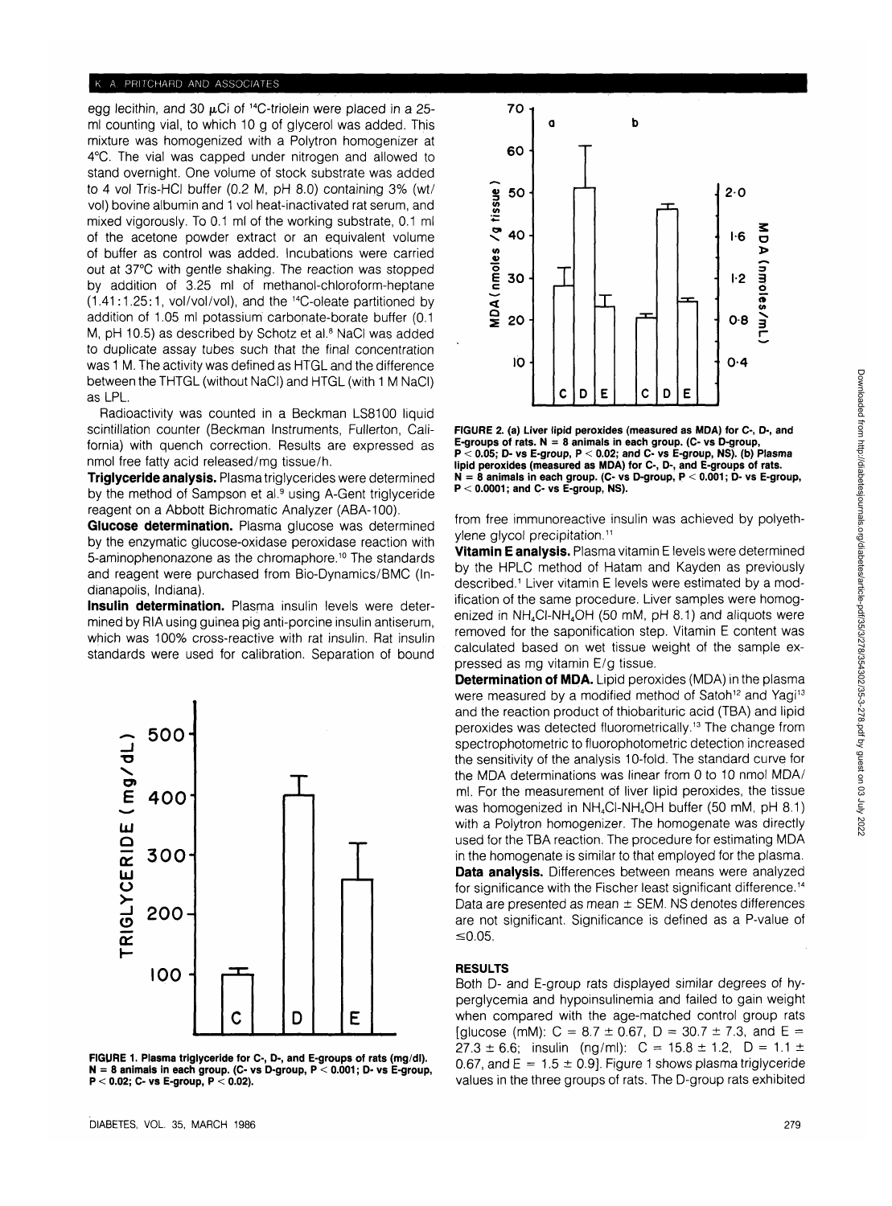egg lecithin, and 30 μCi of $^{14}$C-triolein were placed in a 25-ml counting vial, to which 10 g of glycerol was added. This mixture was homogenized with a Polytron homogenizer at 4°C. The vial was capped under nitrogen and allowed to stand overnight. One volume of stock substrate was added to 4 vol Tris-HCl buffer (0.2 M, pH 8.0) containing 3% (wt/vol) bovine albumin and 1 vol heat-inactivated rat serum, and mixed vigorously. To 0.1 ml of the working substrate, 0.1 ml of the acetone powder extract or an equivalent volume of buffer as control was added. Incubations were carried out at 37°C with gentle shaking. The reaction was stopped by addition of 3.25 ml of methanol-chloroform-heptane (1.41:1.25:1, vol/vol/vol), and the $^{14}$C-oleate partitioned by addition of 1.05 ml potassium carbonate-borate buffer (0.1 M, pH 10.5) as described by Schotz et al.[8] NaCl was added to duplicate assay tubes such that the final concentration was 1 M. The activity was defined as HTGL and the difference between the THTGL (without NaCl) and HTGL (with 1 M NaCl) as LPL.

Radioactivity was counted in a Beckman LS8100 liquid scintillation counter (Beckman Instruments, Fullerton, California) with quench correction. Results are expressed as nmol free fatty acid released/mg tissue/h.

**Triglyceride analysis.** Plasma triglycerides were determined by the method of Sampson et al.[9] using A-Gent triglyceride reagent on a Abbott Bichromatic Analyzer (ABA-100).

**Glucose determination.** Plasma glucose was determined by the enzymatic glucose-oxidase peroxidase reaction with 5-aminophenonazone as the chromaphore.[10] The standards and reagent were purchased from Bio-Dynamics/BMC (Indianapolis, Indiana).

**Insulin determination.** Plasma insulin levels were determined by RIA using guinea pig anti-porcine insulin antiserum, which was 100% cross-reactive with rat insulin. Rat insulin standards were used for calibration. Separation of bound from free immunoreactive insulin was achieved by polyethylene glycol precipitation.[11]

**Vitamin E analysis.** Plasma vitamin E levels were determined by the HPLC method of Hatam and Kayden as previously described.[1] Liver vitamin E levels were estimated by a modification of the same procedure. Liver samples were homogenized in $NH_4Cl$-$NH_4OH$ (50 mM, pH 8.1) and aliquots were removed for the saponification step. Vitamin E content was calculated based on wet tissue weight of the sample expressed as mg vitamin E/g tissue.

**Determination of MDA.** Lipid peroxides (MDA) in the plasma were measured by a modified method of Satoh[12] and Yagi[13] and the reaction product of thiobarituric acid (TBA) and lipid peroxides was detected fluorometrically.[13] The change from spectrophotometric to fluorophotometric detection increased the sensitivity of the analysis 10-fold. The standard curve for the MDA determinations was linear from 0 to 10 nmol MDA/ml. For the measurement of liver lipid peroxides, the tissue was homogenized in $NH_4Cl$-$NH_4OH$ buffer (50 mM, pH 8.1) with a Polytron homogenizer. The homogenate was directly used for the TBA reaction. The procedure for estimating MDA in the homogenate is similar to that employed for the plasma.

**Data analysis.** Differences between means were analyzed for significance with the Fischer least significant difference.[14] Data are presented as mean ± SEM. NS denotes differences are not significant. Significance is defined as a P-value of ≤0.05.

**FIGURE 1. Plasma triglyceride for C-, D-, and E-groups of rats (mg/dl). N = 8 animals in each group. (C- vs D-group, P < 0.001; D- vs E-group, P < 0.02; C- vs E-group, P < 0.02).**

**FIGURE 2. (a) Liver lipid peroxides (measured as MDA) for C-, D-, and E-groups of rats. N = 8 animals in each group. (C- vs D-group, P < 0.05; D- vs E-group, P < 0.02; and C- vs E-group, NS). (b) Plasma lipid peroxides (measured as MDA) for C-, D-, and E-groups of rats. N = 8 animals in each group. (C- vs D-group, P < 0.001; D- vs E-group, P < 0.0001; and C- vs E-group, NS).**

## RESULTS

Both D- and E-group rats displayed similar degrees of hyperglycemia and hypoinsulinemia and failed to gain weight when compared with the age-matched control group rats [glucose (mM): C = 8.7 ± 0.67, D = 30.7 ± 7.3, and E = 27.3 ± 6.6; insulin (ng/ml): C = 15.8 ± 1.2, D = 1.1 ± 0.67, and E = 1.5 ± 0.9]. Figure 1 shows plasma triglyceride values in the three groups of rats. The D-group rats exhibited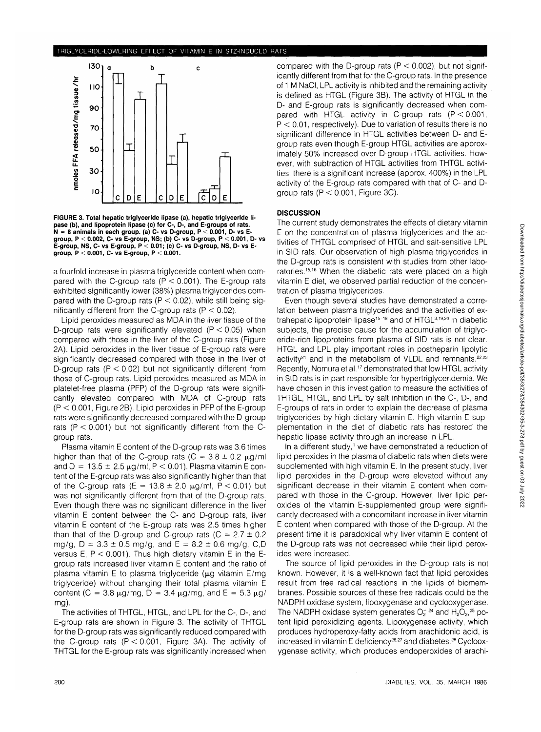FIGURE 3. Total hepatic triglyceride lipase (a), hepatic triglyceride lipase (b), and lipoprotein lipase (c) for C-, D-, and E-groups of rats. N = 8 animals in each group. (a) C- vs D-group, $P < 0.001$, D- vs E-group, $P < 0.002$, C- vs E-group, NS; (b) C- vs D-group, $P < 0.001$, D- vs E-group, NS, C- vs E-group, $P < 0.01$; (c) C- vs D-group, NS, D- vs E-group, $P < 0.001$, C- vs E-group, $P < 0.001$.

a fourfold increase in plasma triglyceride content when compared with the C-group rats ($P < 0.001$). The E-group rats exhibited significantly lower (38%) plasma triglycerides compared with the D-group rats ($P < 0.02$), while still being significantly different from the C-group rats ($P < 0.02$).

Lipid peroxides measured as MDA in the liver tissue of the D-group rats were significantly elevated ($P < 0.05$) when compared with those in the liver of the C-group rats (Figure 2A). Lipid peroxides in the liver tissue of E-group rats were significantly decreased compared with those in the liver of D-group rats ($P < 0.02$) but not significantly different from those of C-group rats. Lipid peroxides measured as MDA in platelet-free plasma (PFP) of the D-group rats were significantly elevated compared with MDA of C-group rats ($P < 0.001$, Figure 2B). Lipid peroxides in PFP of the E-group rats were significantly decreased compared with the D-group rats ($P < 0.001$) but not significantly different from the C-group rats.

Plasma vitamin E content of the D-group rats was 3.6 times higher than that of the C-group rats (C = $3.8 \pm 0.2$ μg/ml and D = $13.5 \pm 2.5$ μg/ml, $P < 0.01$). Plasma vitamin E content of the E-group rats was also significantly higher than that of the C-group rats (E = $13.8 \pm 2.0$ μg/ml, $P < 0.01$) but was not significantly different from that of the D-group rats. Even though there was no significant difference in the liver vitamin E content between the C- and D-group rats, liver vitamin E content of the E-group rats was 2.5 times higher than that of the D-group and C-group rats (C = $2.7 \pm 0.2$ mg/g, D = $3.3 \pm 0.5$ mg/g, and E = $8.2 \pm 0.6$ mg/g, C,D versus E, $P < 0.001$). Thus high dietary vitamin E in the E-group rats increased liver vitamin E content and the ratio of plasma vitamin E to plasma triglyceride (μg vitamin E/mg triglyceride) without changing their total plasma vitamin E content (C = 3.8 μg/mg, D = 3.4 μg/mg, and E = 5.3 μg/mg).

The activities of THTGL, HTGL, and LPL for the C-, D-, and E-group rats are shown in Figure 3. The activity of THTGL for the D-group rats was significantly reduced compared with the C-group rats ($P < 0.001$, Figure 3A). The activity of THTGL for the E-group rats was significantly increased when compared with the D-group rats ($P < 0.002$), but not significantly different from that for the C-group rats. In the presence of 1 M NaCl, LPL activity is inhibited and the remaining activity is defined as HTGL (Figure 3B). The activity of HTGL in the D- and E-group rats is significantly decreased when compared with HTGL activity in C-group rats ($P < 0.001$, $P < 0.01$, respectively). Due to variation of results there is no significant difference in HTGL activities between D- and E-group rats even though E-group HTGL activities are approximately 50% increased over D-group HTGL activities. However, with subtraction of HTGL activities from THTGL activities, there is a significant increase (approx. 400%) in the LPL activity of the E-group rats compared with that of C- and D-group rats ($P < 0.001$, Figure 3C).

## DISCUSSION

The current study demonstrates the effects of dietary vitamin E on the concentration of plasma triglycerides and the activities of THTGL comprised of HTGL and salt-sensitive LPL in SID rats. Our observation of high plasma triglycerides in the D-group rats is consistent with studies from other laboratories.[15,16] When the diabetic rats were placed on a high vitamin E diet, we observed partial reduction of the concentration of plasma triglycerides.

Even though several studies have demonstrated a correlation between plasma triglycerides and the activities of extrahepatic lipoprotein lipase[15–18] and of HTGL[3,19,20] in diabetic subjects, the precise cause for the accumulation of triglyceride-rich lipoproteins from plasma of SID rats is not clear. HTGL and LPL play important roles in postheparin lipolytic activity[21] and in the metabolism of VLDL and remnants.[22,23] Recently, Nomura et al.[17] demonstrated that low HTGL activity in SID rats is in part responsible for hypertriglyceridemia. We have chosen in this investigation to measure the activities of THTGL, HTGL, and LPL by salt inhibition in the C-, D-, and E-groups of rats in order to explain the decrease of plasma triglycerides by high dietary vitamin E. High vitamin E supplementation in the diet of diabetic rats has restored the hepatic lipase activity through an increase in LPL.

In a different study,[1] we have demonstrated a reduction of lipid peroxides in the plasma of diabetic rats when diets were supplemented with high vitamin E. In the present study, liver lipid peroxides in the D-group were elevated without any significant decrease in their vitamin E content when compared with those in the C-group. However, liver lipid peroxides of the vitamin E-supplemented group were significantly decreased with a concomitant increase in liver vitamin E content when compared with those of the D-group. At the present time it is paradoxical why liver vitamin E content of the D-group rats was not decreased while their lipid peroxides were increased.

The source of lipid peroxides in the D-group rats is not known. However, it is a well-known fact that lipid peroxides result from free radical reactions in the lipids of biomembranes. Possible sources of these free radicals could be the NADPH oxidase system, lipoxygenase and cyclooxygenase. The NADPH oxidase system generates $O_2^-$ [24] and $H_2O_2$,[25] potent lipid peroxidizing agents. Lipoxygenase activity, which produces hydroperoxy-fatty acids from arachidonic acid, is increased in vitamin E deficiency[26,27] and diabetes.[28] Cyclooxygenase activity, which produces endoperoxides of arachi-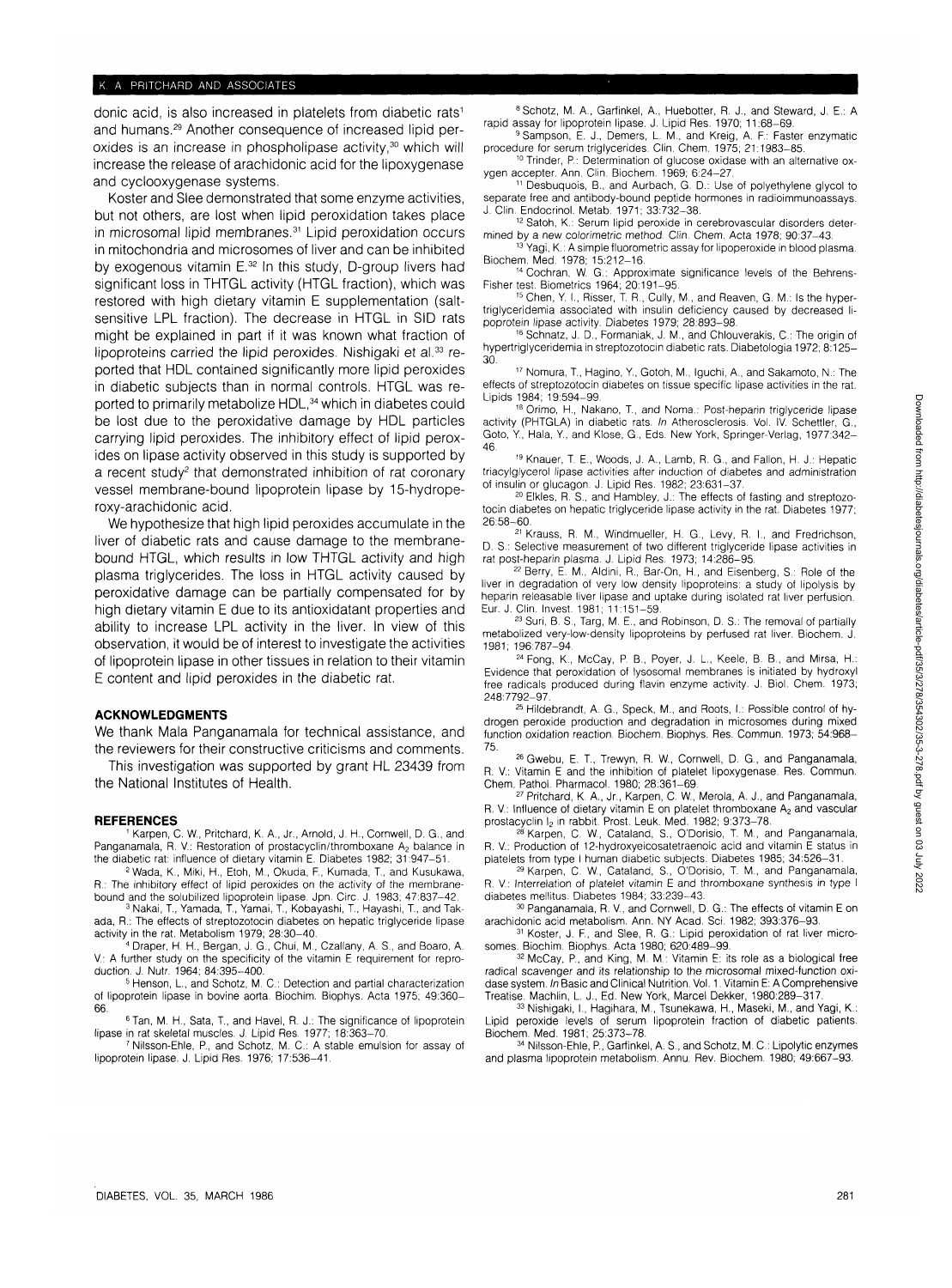donic acid, is also increased in platelets from diabetic rats[1] and humans.[29] Another consequence of increased lipid peroxides is an increase in phospholipase activity,[30] which will increase the release of arachidonic acid for the lipoxygenase and cyclooxygenase systems.

Koster and Slee demonstrated that some enzyme activities, but not others, are lost when lipid peroxidation takes place in microsomal lipid membranes.[31] Lipid peroxidation occurs in mitochondria and microsomes of liver and can be inhibited by exogenous vitamin E.[32] In this study, D-group livers had significant loss in THTGL activity (HTGL fraction), which was restored with high dietary vitamin E supplementation (salt-sensitive LPL fraction). The decrease in HTGL in SID rats might be explained in part if it was known what fraction of lipoproteins carried the lipid peroxides. Nishigaki et al.[33] reported that HDL contained significantly more lipid peroxides in diabetic subjects than in normal controls. HTGL was reported to primarily metabolize HDL,[34] which in diabetes could be lost due to the peroxidative damage by HDL particles carrying lipid peroxides. The inhibitory effect of lipid peroxides on lipase activity observed in this study is supported by a recent study[2] that demonstrated inhibition of rat coronary vessel membrane-bound lipoprotein lipase by 15-hydroperoxy-arachidonic acid.

We hypothesize that high lipid peroxides accumulate in the liver of diabetic rats and cause damage to the membrane-bound HTGL, which results in low THTGL activity and high plasma triglycerides. The loss in HTGL activity caused by peroxidative damage can be partially compensated for by high dietary vitamin E due to its antioxidatant properties and ability to increase LPL activity in the liver. In view of this observation, it would be of interest to investigate the activities of lipoprotein lipase in other tissues in relation to their vitamin E content and lipid peroxides in the diabetic rat.

## ACKNOWLEDGMENTS

We thank Mala Panganamala for technical assistance, and the reviewers for their constructive criticisms and comments.

This investigation was supported by grant HL 23439 from the National Institutes of Health.

## REFERENCES

1. Karpen, C. W., Pritchard, K. A., Jr., Arnold, J. H., Cornwell, D. G., and Panganamala, R. V.: Restoration of prostacyclin/thromboxane $A_2$ balance in the diabetic rat: influence of dietary vitamin E. Diabetes 1982; 31:947–51.
2. Wada, K., Miki, H., Etoh, M., Okuda, F., Kumada, T., and Kusukawa, R.: The inhibitory effect of lipid peroxides on the activity of the membrane-bound and the solubilized lipoprotein lipase. Jpn. Circ. J. 1983; 47:837–42.
3. Nakai, T., Yamada, T., Yamai, T., Kobayashi, T., Hayashi, T., and Takada, R.: The effects of streptozotocin diabetes on hepatic triglyceride lipase activity in the rat. Metabolism 1979; 28:30–40.
4. Draper, H. H., Bergan, J. G., Chui, M., Czallany, A. S., and Boaro, A. V.: A further study on the specificity of the vitamin E requirement for reproduction. J. Nutr. 1964; 84:395–400.
5. Henson, L., and Schotz, M. C.: Detection and partial characterization of lipoprotein lipase in bovine aorta. Biochim. Biophys. Acta 1975; 49:360–66.
6. Tan, M. H., Sata, T., and Havel, R. J.: The significance of lipoprotein lipase in rat skeletal muscles. J. Lipid Res. 1977; 18:363–70.
7. Nilsson-Ehle, P., and Schotz, M. C.: A stable emulsion for assay of lipoprotein lipase. J. Lipid Res. 1976; 17:536–41.
8. Schotz, M. A., Garfinkel, A., Huebotter, R. J., and Steward, J. E.: A rapid assay for lipoprotein lipase. J. Lipid Res. 1970; 11:68–69.
9. Sampson, E. J., Demers, L. M., and Kreig, A. F.: Faster enzymatic procedure for serum triglycerides. Clin. Chem. 1975; 21:1983–85.
10. Trinder, P.: Determination of glucose oxidase with an alternative oxygen accepter. Ann. Clin. Biochem. 1969; 6:24–27.
11. Desbuquois, B., and Aurbach, G. D.: Use of polyethylene glycol to separate free and antibody-bound peptide hormones in radioimmunoassays. J. Clin. Endocrinol. Metab. 1971; 33:732–38.
12. Satoh, K.: Serum lipid peroxide in cerebrovascular disorders determined by a new colorimetric method. Clin. Chem. Acta 1978; 90:37–43.
13. Yagi, K.: A simple fluorometric assay for lipoperoxide in blood plasma. Biochem. Med. 1978; 15:212–16.
14. Cochran, W. G.: Approximate significance levels of the Behrens-Fisher test. Biometrics 1964; 20:191–95.
15. Chen, Y. I., Risser, T. R., Cully, M., and Reaven, G. M.: Is the hypertriglyceridemia associated with insulin deficiency caused by decreased lipoprotein lipase activity. Diabetes 1979; 28:893–98.
16. Schnatz, J. D., Formaniak, J. M., and Chlouverakis, C.: The origin of hypertriglyceridemia in streptozotocin diabetic rats. Diabetologia 1972; 8:125–30.
17. Nomura, T., Hagino, Y., Gotoh, M., Iguchi, A., and Sakamoto, N.: The effects of streptozotocin diabetes on tissue specific lipase activities in the rat. Lipids 1984; 19:594–99.
18. Orimo, H., Nakano, T., and Noma.: Post-heparin triglyceride lipase activity (PHTGLA) in diabetic rats. *In* Atherosclerosis. Vol. IV. Schettler, G., Goto, Y., Hala, Y., and Klose, G., Eds. New York, Springer-Verlag, 1977:342–46.
19. Knauer, T. E., Woods, J. A., Lamb, R. G., and Fallon, H. J.: Hepatic triacylglycerol lipase activities after induction of diabetes and administration of insulin or glucagon. J. Lipid Res. 1982; 23:631–37.
20. Elkles, R. S., and Hambley, J.: The effects of fasting and streptozotocin diabetes on hepatic triglyceride lipase activity in the rat. Diabetes 1977; 26:58–60.
21. Krauss, R. M., Windmueller, H. G., Levy, R. I., and Fredrichson, D. S.: Selective measurement of two different triglyceride lipase activities in rat post-heparin plasma. J. Lipid Res. 1973; 14:286–95.
22. Berry, E. M., Aldini, R., Bar-On, H., and Eisenberg, S.: Role of the liver in degradation of very low density lipoproteins: a study of lipolysis by heparin releasable liver lipase and uptake during isolated rat liver perfusion. Eur. J. Clin. Invest. 1981; 11:151–59.
23. Suri, B. S., Targ, M. E., and Robinson, D. S.: The removal of partially metabolized very-low-density lipoproteins by perfused rat liver. Biochem. J. 1981; 196:787–94.
24. Fong, K., McCay, P. B., Poyer, J. L., Keele, B. B., and Mirsa, H.: Evidence that peroxidation of lysosomal membranes is initiated by hydroxyl free radicals produced during flavin enzyme activity. J. Biol. Chem. 1973; 248:7792–97.
25. Hildebrandt, A. G., Speck, M., and Roots, I.: Possible control of hydrogen peroxide production and degradation in microsomes during mixed function oxidation reaction. Biochem. Biophys. Res. Commun. 1973; 54:968–75.
26. Gwebu, E. T., Trewyn, R. W., Cornwell, D. G., and Panganamala, R. V.: Vitamin E and the inhibition of platelet lipoxygenase. Res. Commun. Chem. Pathol. Pharmacol. 1980; 28:361–69.
27. Pritchard, K. A., Jr., Karpen, C. W., Merola, A. J., and Panganamala, R. V.: Influence of dietary vitamin E on platelet thromboxane $A_2$ and vascular prostacyclin $I_2$ in rabbit. Prost. Leuk. Med. 1982; 9:373–78.
28. Karpen, C. W., Cataland, S., O'Dorisio, T. M., and Panganamala, R. V.: Production of 12-hydroxyeicosatetraenoic acid and vitamin E status in platelets from type I human diabetic subjects. Diabetes 1985; 34:526–31.
29. Karpen, C. W., Cataland, S., O'Dorisio, T. M., and Panganamala, R. V.: Interrelation of platelet vitamin E and thromboxane synthesis in type I diabetes mellitus. Diabetes 1984; 33:239–43.
30. Panganamala, R. V., and Cornwell, D. G.: The effects of vitamin E on arachidonic acid metabolism. Ann. NY Acad. Sci. 1982; 393:376–93.
31. Koster, J. F., and Slee, R. G.: Lipid peroxidation of rat liver microsomes. Biochim. Biophys. Acta 1980; 620:489–99.
32. McCay, P., and King, M. M.: Vitamin E: its role as a biological free radical scavenger and its relationship to the microsomal mixed-function oxidase system. *In* Basic and Clinical Nutrition. Vol. 1. Vitamin E: A Comprehensive Treatise. Machlin, L. J., Ed. New York, Marcel Dekker, 1980:289–317.
33. Nishigaki, I., Hagihara, M., Tsunekawa, H., Maseki, M., and Yagi, K.: Lipid peroxide levels of serum lipoprotein fraction of diabetic patients. Biochem. Med. 1981; 25:373–78.
34. Nilsson-Ehle, P., Garfinkel, A. S., and Schotz, M. C.: Lipolytic enzymes and plasma lipoprotein metabolism. Annu. Rev. Biochem. 1980; 49:667–93.